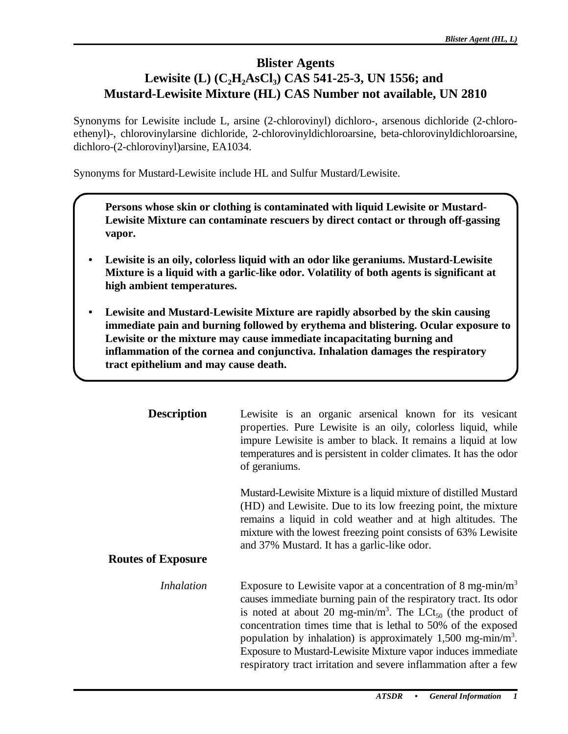# Blister Agents

# Lewisite (L) ($C_2H_2AsCl_3$) CAS 541-25-3, UN 1556; and Mustard-Lewisite Mixture (HL) CAS Number not available, UN 2810

Synonyms for Lewisite include L, arsine (2-chlorovinyl) dichloro-, arsenous dichloride (2-chloro-ethenyl)-, chlorovinylarsine dichloride, 2-chlorovinyldichloroarsine, beta-chlorovinyldichloroarsine, dichloro-(2-chlorovinyl)arsine, EA1034.

Synonyms for Mustard-Lewisite include HL and Sulfur Mustard/Lewisite.

**Persons whose skin or clothing is contaminated with liquid Lewisite or Mustard-Lewisite Mixture can contaminate rescuers by direct contact or through off-gassing vapor.**

- **Lewisite is an oily, colorless liquid with an odor like geraniums. Mustard-Lewisite Mixture is a liquid with a garlic-like odor. Volatility of both agents is significant at high ambient temperatures.**
- **Lewisite and Mustard-Lewisite Mixture are rapidly absorbed by the skin causing immediate pain and burning followed by erythema and blistering. Ocular exposure to Lewisite or the mixture may cause immediate incapacitating burning and inflammation of the cornea and conjunctiva. Inhalation damages the respiratory tract epithelium and may cause death.**

## Description

Lewisite is an organic arsenical known for its vesicant properties. Pure Lewisite is an oily, colorless liquid, while impure Lewisite is amber to black. It remains a liquid at low temperatures and is persistent in colder climates. It has the odor of geraniums.

Mustard-Lewisite Mixture is a liquid mixture of distilled Mustard (HD) and Lewisite. Due to its low freezing point, the mixture remains a liquid in cold weather and at high altitudes. The mixture with the lowest freezing point consists of 63% Lewisite and 37% Mustard. It has a garlic-like odor.

## Routes of Exposure

*Inhalation*

Exposure to Lewisite vapor at a concentration of 8 mg-min/$m^3$ causes immediate burning pain of the respiratory tract. Its odor is noted at about 20 mg-min/$m^3$. The $LCt_{50}$ (the product of concentration times time that is lethal to 50% of the exposed population by inhalation) is approximately 1,500 mg-min/$m^3$. Exposure to Mustard-Lewisite Mixture vapor induces immediate respiratory tract irritation and severe inflammation after a few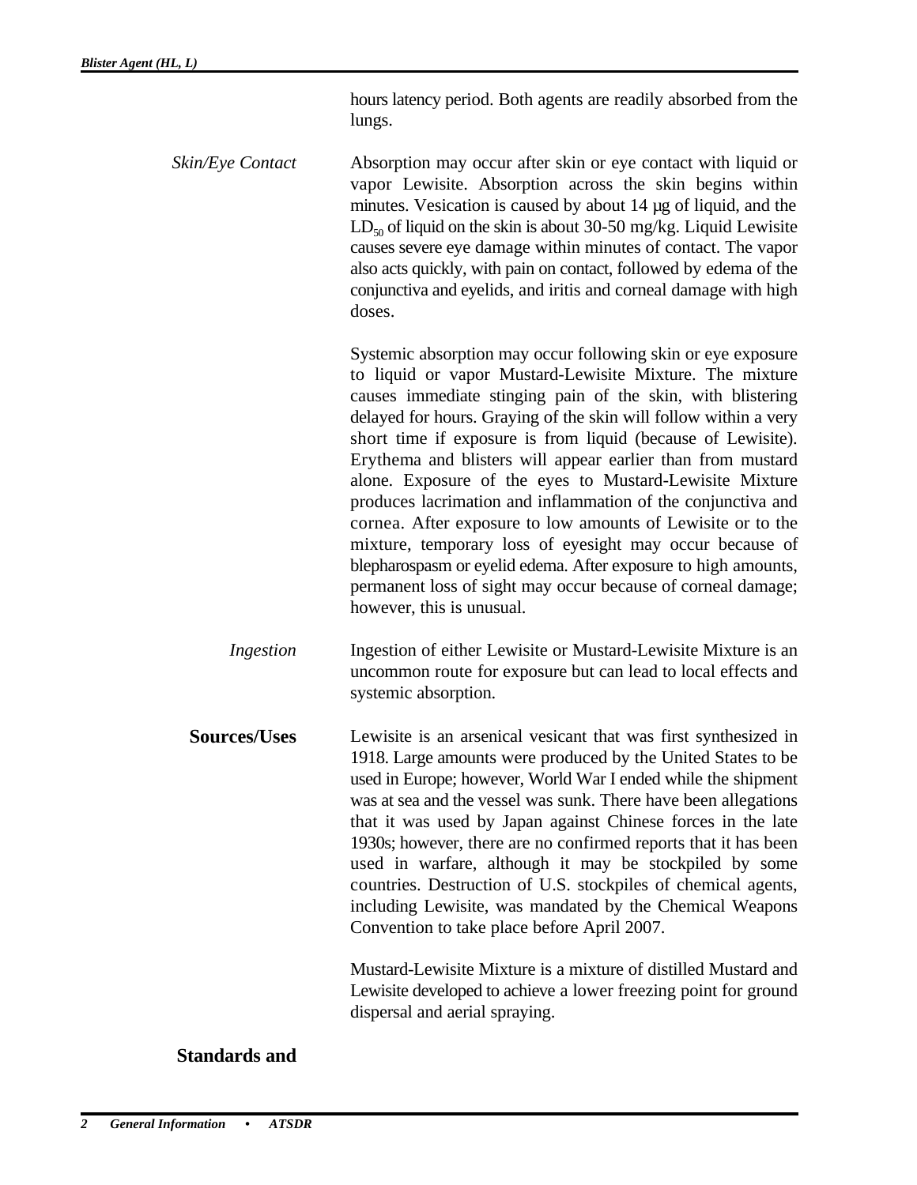hours latency period. Both agents are readily absorbed from the lungs.

*Skin/Eye Contact*

Absorption may occur after skin or eye contact with liquid or vapor Lewisite. Absorption across the skin begins within minutes. Vesication is caused by about 14 µg of liquid, and the $LD_{50}$ of liquid on the skin is about 30-50 mg/kg. Liquid Lewisite causes severe eye damage within minutes of contact. The vapor also acts quickly, with pain on contact, followed by edema of the conjunctiva and eyelids, and iritis and corneal damage with high doses.

Systemic absorption may occur following skin or eye exposure to liquid or vapor Mustard-Lewisite Mixture. The mixture causes immediate stinging pain of the skin, with blistering delayed for hours. Graying of the skin will follow within a very short time if exposure is from liquid (because of Lewisite). Erythema and blisters will appear earlier than from mustard alone. Exposure of the eyes to Mustard-Lewisite Mixture produces lacrimation and inflammation of the conjunctiva and cornea. After exposure to low amounts of Lewisite or to the mixture, temporary loss of eyesight may occur because of blepharospasm or eyelid edema. After exposure to high amounts, permanent loss of sight may occur because of corneal damage; however, this is unusual.

*Ingestion*

Ingestion of either Lewisite or Mustard-Lewisite Mixture is an uncommon route for exposure but can lead to local effects and systemic absorption.

**Sources/Uses**

Lewisite is an arsenical vesicant that was first synthesized in 1918. Large amounts were produced by the United States to be used in Europe; however, World War I ended while the shipment was at sea and the vessel was sunk. There have been allegations that it was used by Japan against Chinese forces in the late 1930s; however, there are no confirmed reports that it has been used in warfare, although it may be stockpiled by some countries. Destruction of U.S. stockpiles of chemical agents, including Lewisite, was mandated by the Chemical Weapons Convention to take place before April 2007.

Mustard-Lewisite Mixture is a mixture of distilled Mustard and Lewisite developed to achieve a lower freezing point for ground dispersal and aerial spraying.

**Standards and**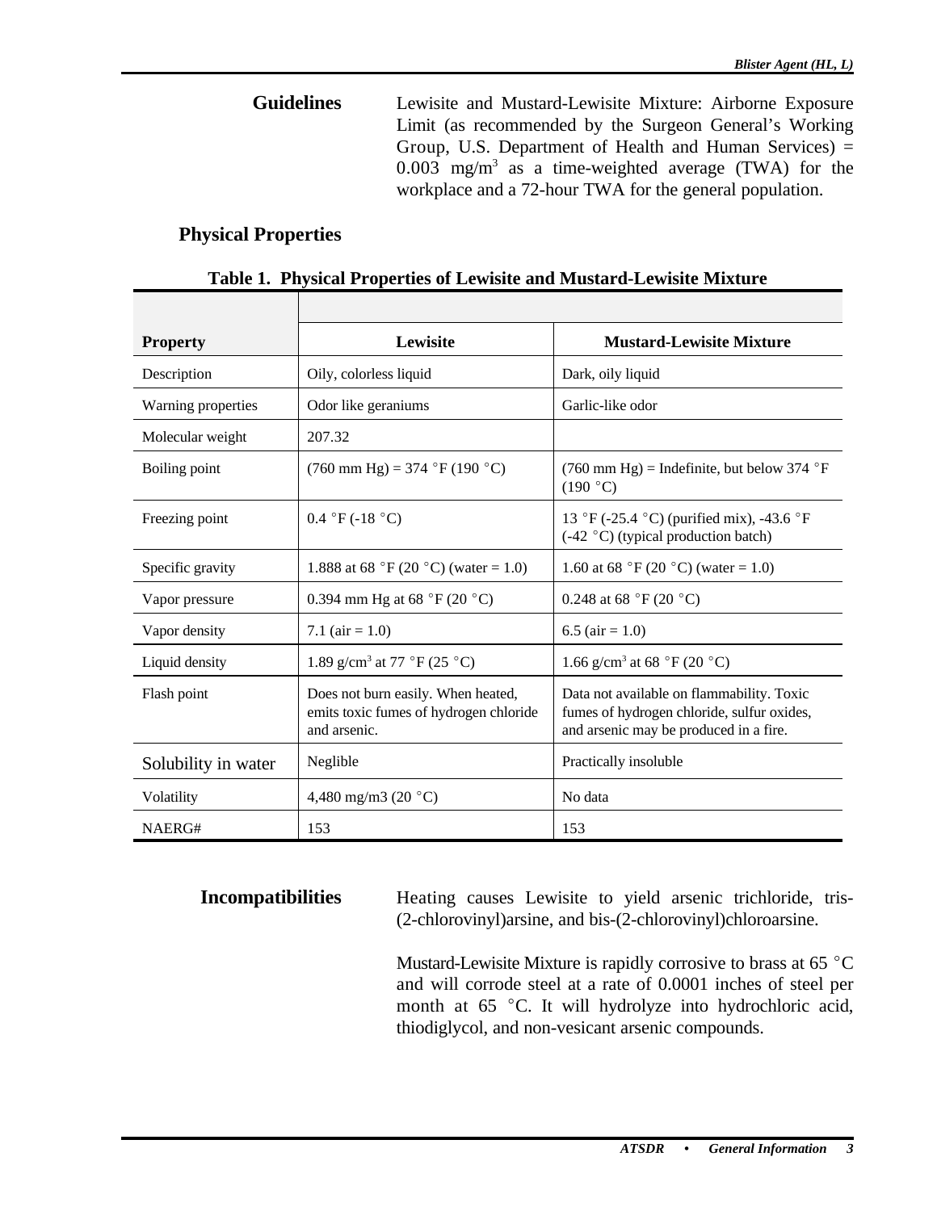**Guidelines**

Lewisite and Mustard-Lewisite Mixture: Airborne Exposure Limit (as recommended by the Surgeon General's Working Group, U.S. Department of Health and Human Services) = 0.003 $mg/m^3$ as a time-weighted average (TWA) for the workplace and a 72-hour TWA for the general population.

## Physical Properties

**Table 1. Physical Properties of Lewisite and Mustard-Lewisite Mixture**

| Property | Lewisite | Mustard-Lewisite Mixture |
|---|---|---|
| Description | Oily, colorless liquid | Dark, oily liquid |
| Warning properties | Odor like geraniums | Garlic-like odor |
| Molecular weight | 207.32 | |
| Boiling point | (760 mm Hg) = 374 °F (190 °C) | (760 mm Hg) = Indefinite, but below 374 °F (190 °C) |
| Freezing point | 0.4 °F (-18 °C) | 13 °F (-25.4 °C) (purified mix), -43.6 °F (-42 °C) (typical production batch) |
| Specific gravity | 1.888 at 68 °F (20 °C) (water = 1.0) | 1.60 at 68 °F (20 °C) (water = 1.0) |
| Vapor pressure | 0.394 mm Hg at 68 °F (20 °C) | 0.248 at 68 °F (20 °C) |
| Vapor density | 7.1 (air = 1.0) | 6.5 (air = 1.0) |
| Liquid density | 1.89 $g/cm^3$ at 77 °F (25 °C) | 1.66 $g/cm^3$ at 68 °F (20 °C) |
| Flash point | Does not burn easily. When heated, emits toxic fumes of hydrogen chloride and arsenic. | Data not available on flammability. Toxic fumes of hydrogen chloride, sulfur oxides, and arsenic may be produced in a fire. |
| Solubility in water | Neglible | Practically insoluble |
| Volatility | 4,480 mg/m3 (20 °C) | No data |
| NAERG# | 153 | 153 |

**Incompatibilities**

Heating causes Lewisite to yield arsenic trichloride, tris-(2-chlorovinyl)arsine, and bis-(2-chlorovinyl)chloroarsine.

Mustard-Lewisite Mixture is rapidly corrosive to brass at 65 °C and will corrode steel at a rate of 0.0001 inches of steel per month at 65 °C. It will hydrolyze into hydrochloric acid, thiodiglycol, and non-vesicant arsenic compounds.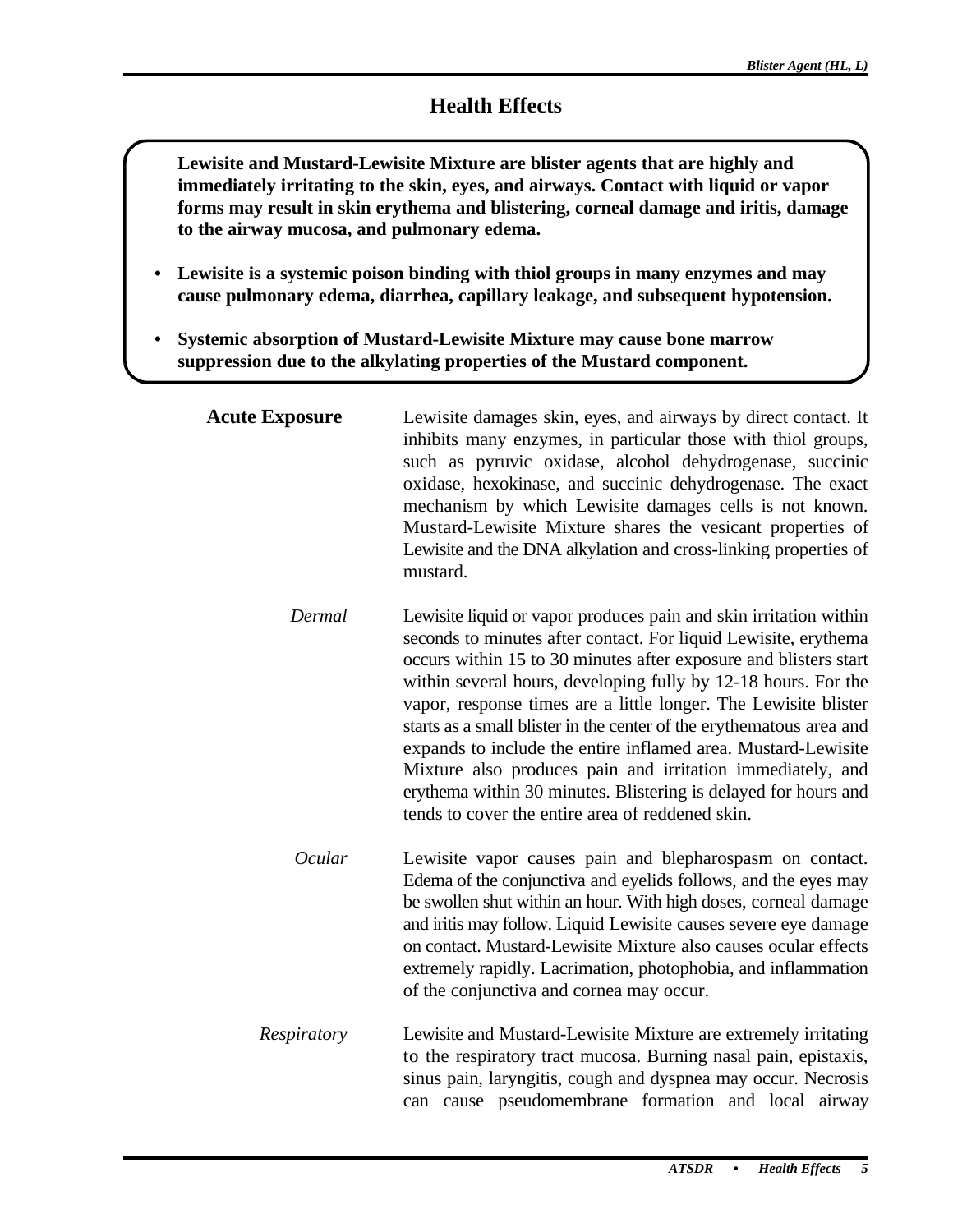## Health Effects

**Lewisite and Mustard-Lewisite Mixture are blister agents that are highly and immediately irritating to the skin, eyes, and airways. Contact with liquid or vapor forms may result in skin erythema and blistering, corneal damage and iritis, damage to the airway mucosa, and pulmonary edema.**

- **Lewisite is a systemic poison binding with thiol groups in many enzymes and may cause pulmonary edema, diarrhea, capillary leakage, and subsequent hypotension.**
- **Systemic absorption of Mustard-Lewisite Mixture may cause bone marrow suppression due to the alkylating properties of the Mustard component.**

### Acute Exposure

Lewisite damages skin, eyes, and airways by direct contact. It inhibits many enzymes, in particular those with thiol groups, such as pyruvic oxidase, alcohol dehydrogenase, succinic oxidase, hexokinase, and succinic dehydrogenase. The exact mechanism by which Lewisite damages cells is not known. Mustard-Lewisite Mixture shares the vesicant properties of Lewisite and the DNA alkylation and cross-linking properties of mustard.

*Dermal*

Lewisite liquid or vapor produces pain and skin irritation within seconds to minutes after contact. For liquid Lewisite, erythema occurs within 15 to 30 minutes after exposure and blisters start within several hours, developing fully by 12-18 hours. For the vapor, response times are a little longer. The Lewisite blister starts as a small blister in the center of the erythematous area and expands to include the entire inflamed area. Mustard-Lewisite Mixture also produces pain and irritation immediately, and erythema within 30 minutes. Blistering is delayed for hours and tends to cover the entire area of reddened skin.

*Ocular*

Lewisite vapor causes pain and blepharospasm on contact. Edema of the conjunctiva and eyelids follows, and the eyes may be swollen shut within an hour. With high doses, corneal damage and iritis may follow. Liquid Lewisite causes severe eye damage on contact. Mustard-Lewisite Mixture also causes ocular effects extremely rapidly. Lacrimation, photophobia, and inflammation of the conjunctiva and cornea may occur.

*Respiratory*

Lewisite and Mustard-Lewisite Mixture are extremely irritating to the respiratory tract mucosa. Burning nasal pain, epistaxis, sinus pain, laryngitis, cough and dyspnea may occur. Necrosis can cause pseudomembrane formation and local airway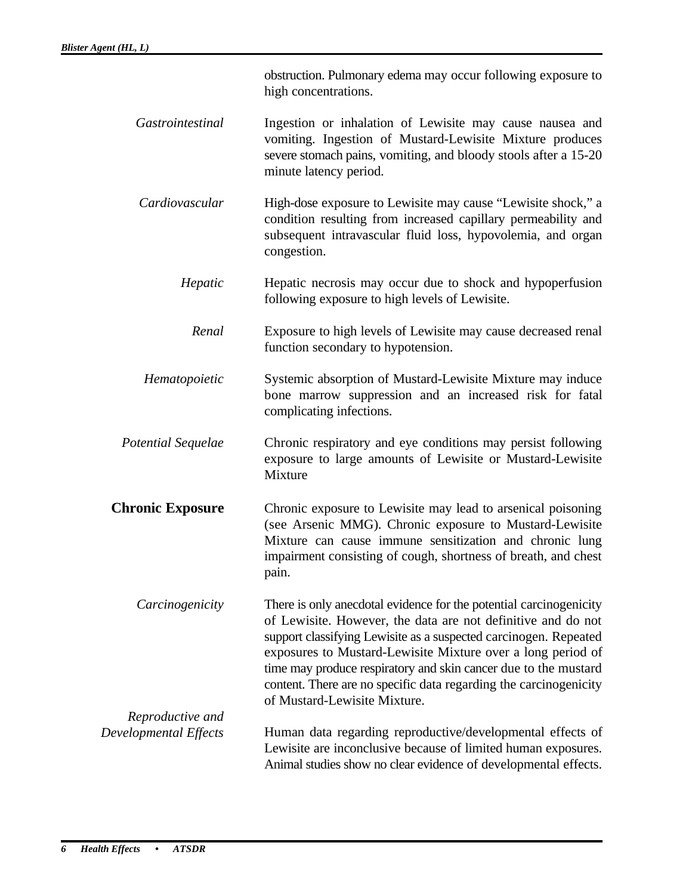obstruction. Pulmonary edema may occur following exposure to high concentrations.

*Gastrointestinal*

Ingestion or inhalation of Lewisite may cause nausea and vomiting. Ingestion of Mustard-Lewisite Mixture produces severe stomach pains, vomiting, and bloody stools after a 15-20 minute latency period.

*Cardiovascular*

High-dose exposure to Lewisite may cause "Lewisite shock," a condition resulting from increased capillary permeability and subsequent intravascular fluid loss, hypovolemia, and organ congestion.

*Hepatic*

Hepatic necrosis may occur due to shock and hypoperfusion following exposure to high levels of Lewisite.

*Renal*

Exposure to high levels of Lewisite may cause decreased renal function secondary to hypotension.

*Hematopoietic*

Systemic absorption of Mustard-Lewisite Mixture may induce bone marrow suppression and an increased risk for fatal complicating infections.

*Potential Sequelae*

Chronic respiratory and eye conditions may persist following exposure to large amounts of Lewisite or Mustard-Lewisite Mixture

## Chronic Exposure

Chronic exposure to Lewisite may lead to arsenical poisoning (see Arsenic MMG). Chronic exposure to Mustard-Lewisite Mixture can cause immune sensitization and chronic lung impairment consisting of cough, shortness of breath, and chest pain.

*Carcinogenicity*

There is only anecdotal evidence for the potential carcinogenicity of Lewisite. However, the data are not definitive and do not support classifying Lewisite as a suspected carcinogen. Repeated exposures to Mustard-Lewisite Mixture over a long period of time may produce respiratory and skin cancer due to the mustard content. There are no specific data regarding the carcinogenicity of Mustard-Lewisite Mixture.

*Reproductive and Developmental Effects*

Human data regarding reproductive/developmental effects of Lewisite are inconclusive because of limited human exposures. Animal studies show no clear evidence of developmental effects.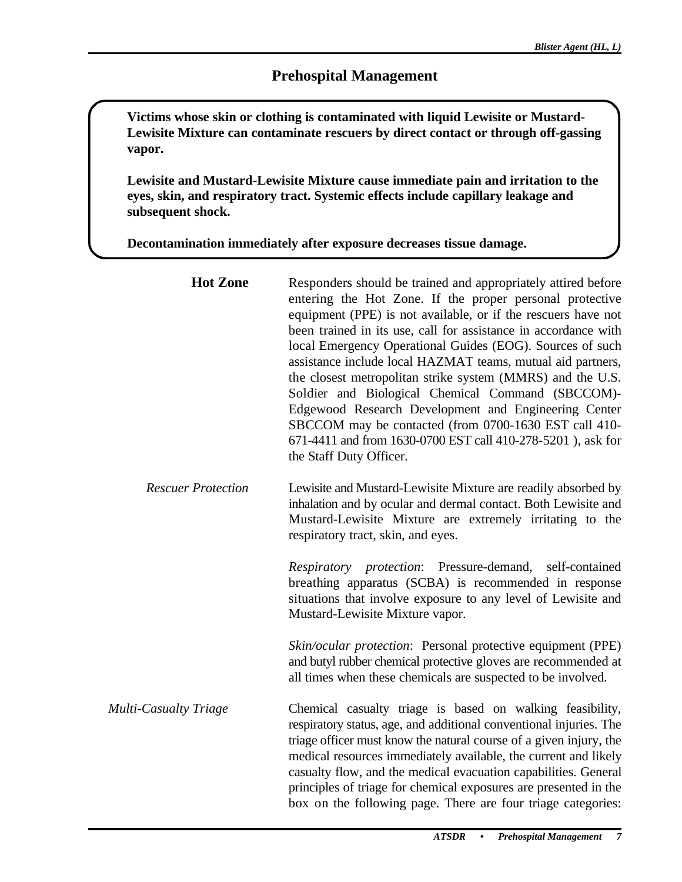## Prehospital Management

**Victims whose skin or clothing is contaminated with liquid Lewisite or Mustard-Lewisite Mixture can contaminate rescuers by direct contact or through off-gassing vapor.**

**Lewisite and Mustard-Lewisite Mixture cause immediate pain and irritation to the eyes, skin, and respiratory tract. Systemic effects include capillary leakage and subsequent shock.**

**Decontamination immediately after exposure decreases tissue damage.**

### Hot Zone

Responders should be trained and appropriately attired before entering the Hot Zone. If the proper personal protective equipment (PPE) is not available, or if the rescuers have not been trained in its use, call for assistance in accordance with local Emergency Operational Guides (EOG). Sources of such assistance include local HAZMAT teams, mutual aid partners, the closest metropolitan strike system (MMRS) and the U.S. Soldier and Biological Chemical Command (SBCCOM)-Edgewood Research Development and Engineering Center SBCCOM may be contacted (from 0700-1630 EST call 410-671-4411 and from 1630-0700 EST call 410-278-5201 ), ask for the Staff Duty Officer.

#### *Rescuer Protection*

Lewisite and Mustard-Lewisite Mixture are readily absorbed by inhalation and by ocular and dermal contact. Both Lewisite and Mustard-Lewisite Mixture are extremely irritating to the respiratory tract, skin, and eyes.

*Respiratory protection*: Pressure-demand, self-contained breathing apparatus (SCBA) is recommended in response situations that involve exposure to any level of Lewisite and Mustard-Lewisite Mixture vapor.

*Skin/ocular protection*: Personal protective equipment (PPE) and butyl rubber chemical protective gloves are recommended at all times when these chemicals are suspected to be involved.

#### *Multi-Casualty Triage*

Chemical casualty triage is based on walking feasibility, respiratory status, age, and additional conventional injuries. The triage officer must know the natural course of a given injury, the medical resources immediately available, the current and likely casualty flow, and the medical evacuation capabilities. General principles of triage for chemical exposures are presented in the box on the following page. There are four triage categories: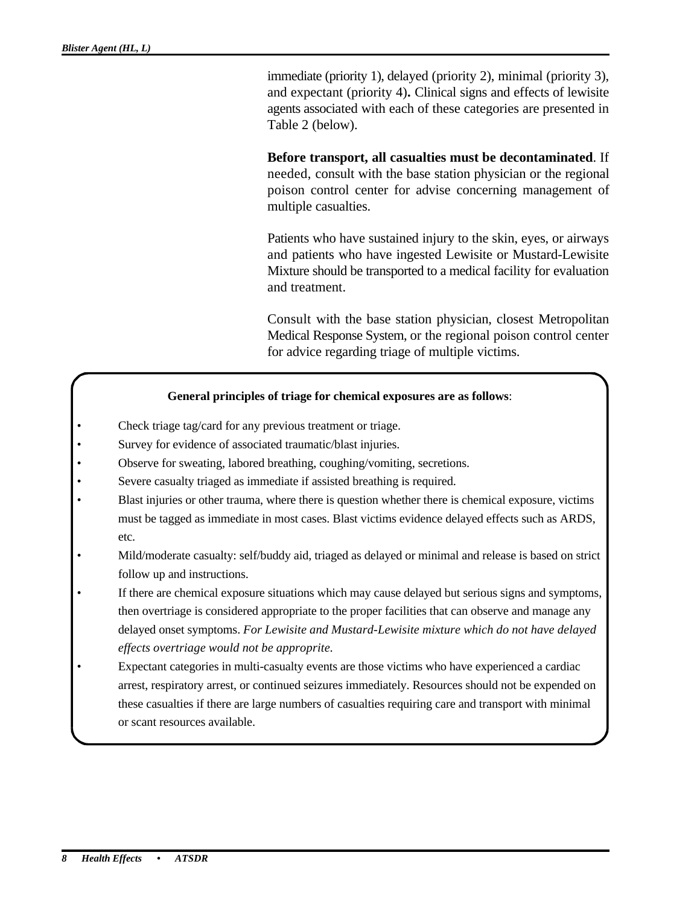immediate (priority 1), delayed (priority 2), minimal (priority 3), and expectant (priority 4)**.** Clinical signs and effects of lewisite agents associated with each of these categories are presented in Table 2 (below).

**Before transport, all casualties must be decontaminated**. If needed, consult with the base station physician or the regional poison control center for advise concerning management of multiple casualties.

Patients who have sustained injury to the skin, eyes, or airways and patients who have ingested Lewisite or Mustard-Lewisite Mixture should be transported to a medical facility for evaluation and treatment.

Consult with the base station physician, closest Metropolitan Medical Response System, or the regional poison control center for advice regarding triage of multiple victims.

**General principles of triage for chemical exposures are as follows**:

- Check triage tag/card for any previous treatment or triage.
- Survey for evidence of associated traumatic/blast injuries.
- Observe for sweating, labored breathing, coughing/vomiting, secretions.
- Severe casualty triaged as immediate if assisted breathing is required.
- Blast injuries or other trauma, where there is question whether there is chemical exposure, victims must be tagged as immediate in most cases. Blast victims evidence delayed effects such as ARDS, etc.
- Mild/moderate casualty: self/buddy aid, triaged as delayed or minimal and release is based on strict follow up and instructions.
- If there are chemical exposure situations which may cause delayed but serious signs and symptoms, then overtriage is considered appropriate to the proper facilities that can observe and manage any delayed onset symptoms. *For Lewisite and Mustard-Lewisite mixture which do not have delayed effects overtriage would not be approprite.*
- Expectant categories in multi-casualty events are those victims who have experienced a cardiac arrest, respiratory arrest, or continued seizures immediately. Resources should not be expended on these casualties if there are large numbers of casualties requiring care and transport with minimal or scant resources available.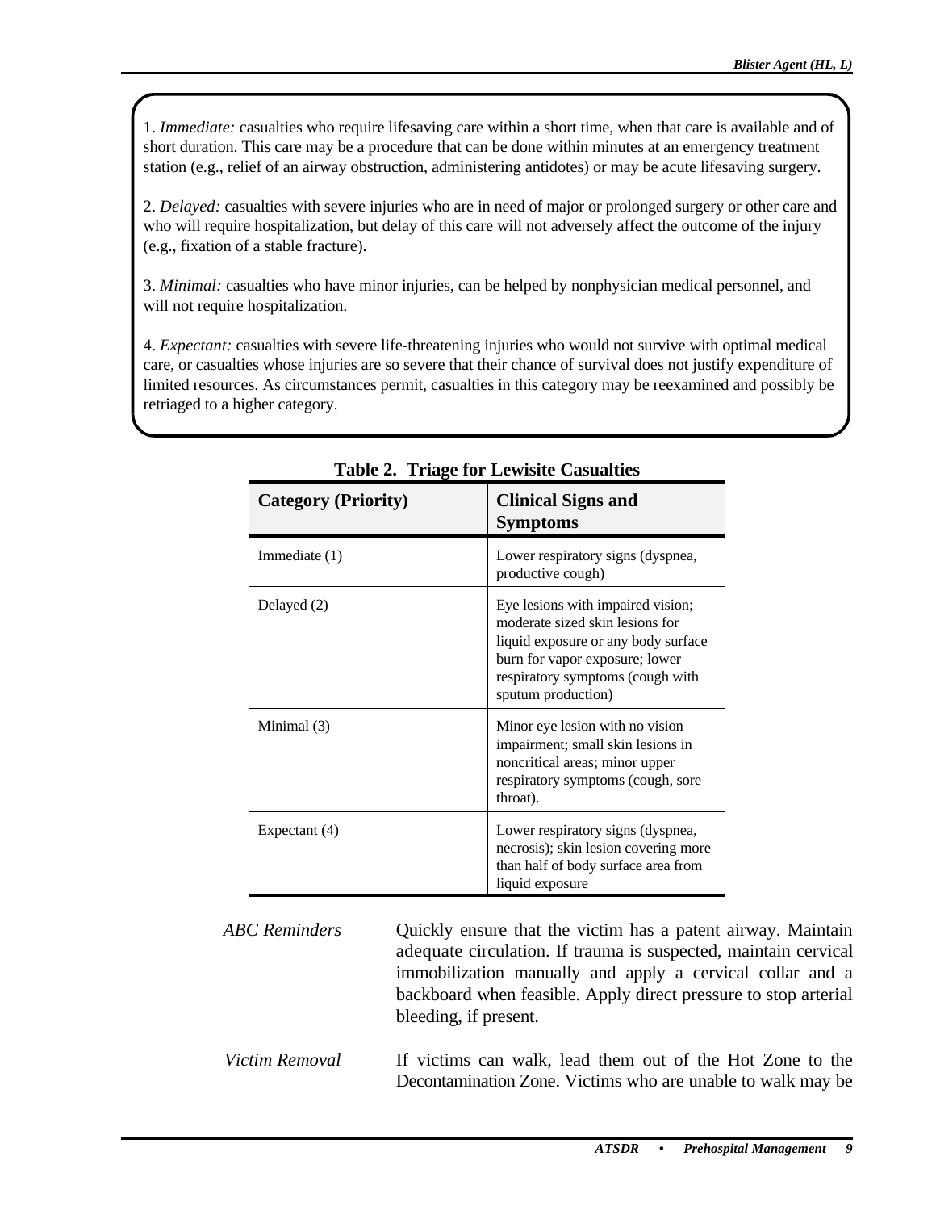1. *Immediate:* casualties who require lifesaving care within a short time, when that care is available and of short duration. This care may be a procedure that can be done within minutes at an emergency treatment station (e.g., relief of an airway obstruction, administering antidotes) or may be acute lifesaving surgery.

2. *Delayed:* casualties with severe injuries who are in need of major or prolonged surgery or other care and who will require hospitalization, but delay of this care will not adversely affect the outcome of the injury (e.g., fixation of a stable fracture).

3. *Minimal:* casualties who have minor injuries, can be helped by nonphysician medical personnel, and will not require hospitalization.

4. *Expectant:* casualties with severe life-threatening injuries who would not survive with optimal medical care, or casualties whose injuries are so severe that their chance of survival does not justify expenditure of limited resources. As circumstances permit, casualties in this category may be reexamined and possibly be retriaged to a higher category.

**Table 2. Triage for Lewisite Casualties**

| Category (Priority) | Clinical Signs and Symptoms |
|---|---|
| Immediate (1) | Lower respiratory signs (dyspnea, productive cough) |
| Delayed (2) | Eye lesions with impaired vision; moderate sized skin lesions for liquid exposure or any body surface burn for vapor exposure; lower respiratory symptoms (cough with sputum production) |
| Minimal (3) | Minor eye lesion with no vision impairment; small skin lesions in noncritical areas; minor upper respiratory symptoms (cough, sore throat). |
| Expectant (4) | Lower respiratory signs (dyspnea, necrosis); skin lesion covering more than half of body surface area from liquid exposure |

*ABC Reminders*

Quickly ensure that the victim has a patent airway. Maintain adequate circulation. If trauma is suspected, maintain cervical immobilization manually and apply a cervical collar and a backboard when feasible. Apply direct pressure to stop arterial bleeding, if present.

*Victim Removal*

If victims can walk, lead them out of the Hot Zone to the Decontamination Zone. Victims who are unable to walk may be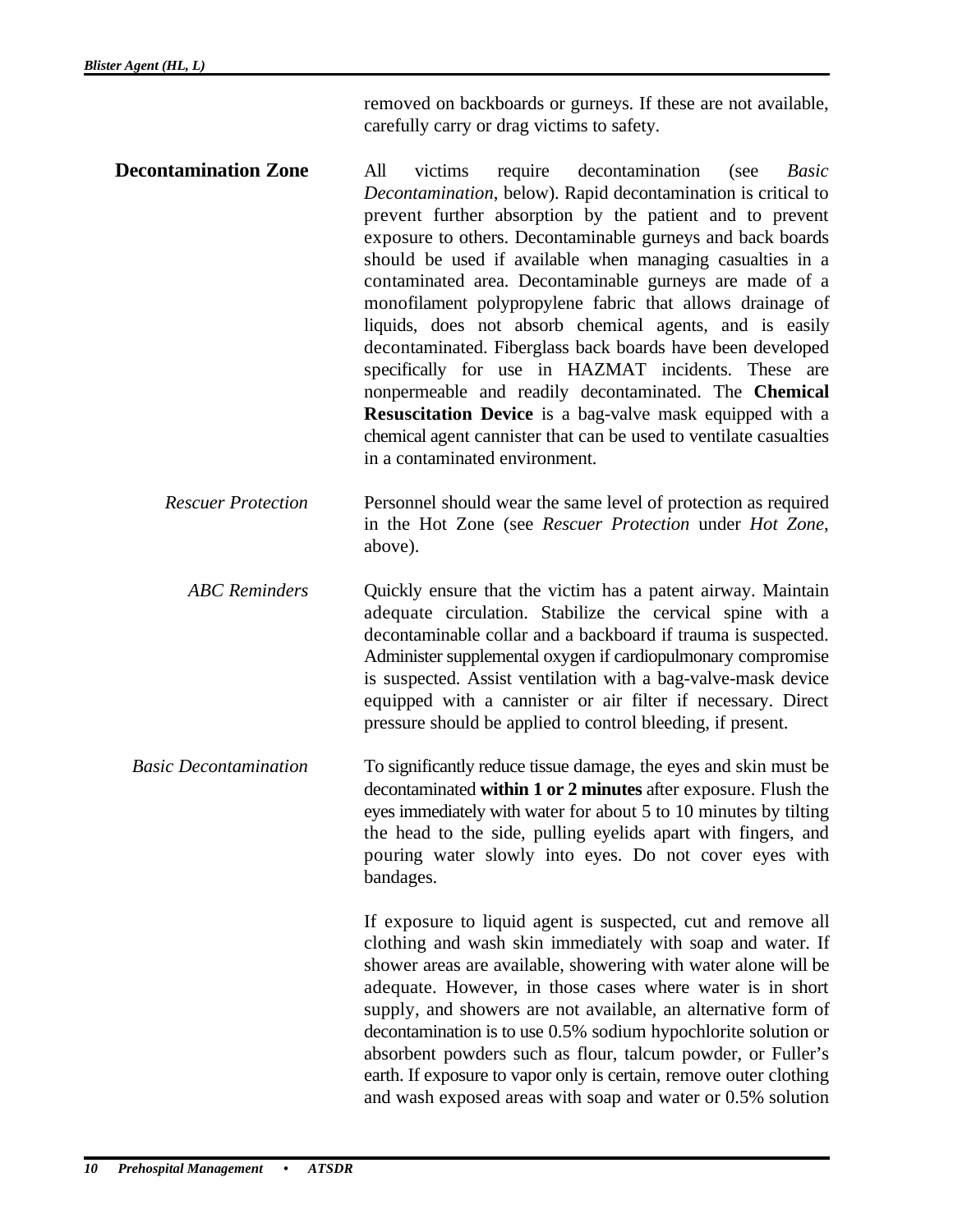removed on backboards or gurneys. If these are not available, carefully carry or drag victims to safety.

## Decontamination Zone

All victims require decontamination (see *Basic Decontamination*, below). Rapid decontamination is critical to prevent further absorption by the patient and to prevent exposure to others. Decontaminable gurneys and back boards should be used if available when managing casualties in a contaminated area. Decontaminable gurneys are made of a monofilament polypropylene fabric that allows drainage of liquids, does not absorb chemical agents, and is easily decontaminated. Fiberglass back boards have been developed specifically for use in HAZMAT incidents. These are nonpermeable and readily decontaminated. The **Chemical Resuscitation Device** is a bag-valve mask equipped with a chemical agent cannister that can be used to ventilate casualties in a contaminated environment.

### *Rescuer Protection*

Personnel should wear the same level of protection as required in the Hot Zone (see *Rescuer Protection* under *Hot Zone*, above).

### *ABC Reminders*

Quickly ensure that the victim has a patent airway. Maintain adequate circulation. Stabilize the cervical spine with a decontaminable collar and a backboard if trauma is suspected. Administer supplemental oxygen if cardiopulmonary compromise is suspected. Assist ventilation with a bag-valve-mask device equipped with a cannister or air filter if necessary. Direct pressure should be applied to control bleeding, if present.

### *Basic Decontamination*

To significantly reduce tissue damage, the eyes and skin must be decontaminated **within 1 or 2 minutes** after exposure. Flush the eyes immediately with water for about 5 to 10 minutes by tilting the head to the side, pulling eyelids apart with fingers, and pouring water slowly into eyes. Do not cover eyes with bandages.

If exposure to liquid agent is suspected, cut and remove all clothing and wash skin immediately with soap and water. If shower areas are available, showering with water alone will be adequate. However, in those cases where water is in short supply, and showers are not available, an alternative form of decontamination is to use 0.5% sodium hypochlorite solution or absorbent powders such as flour, talcum powder, or Fuller's earth. If exposure to vapor only is certain, remove outer clothing and wash exposed areas with soap and water or 0.5% solution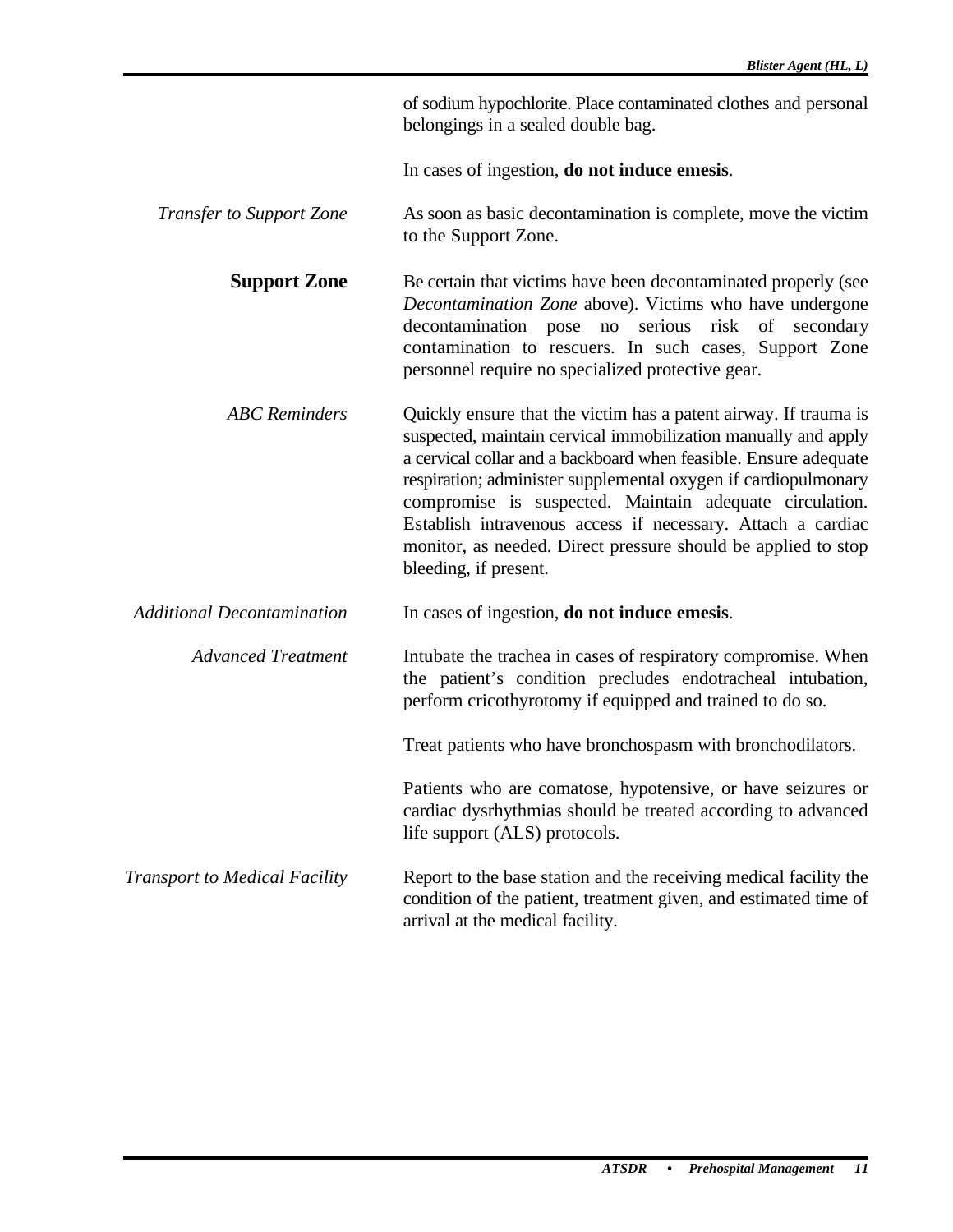of sodium hypochlorite. Place contaminated clothes and personal belongings in a sealed double bag.

In cases of ingestion, **do not induce emesis**.

*Transfer to Support Zone*

As soon as basic decontamination is complete, move the victim to the Support Zone.

## Support Zone

Be certain that victims have been decontaminated properly (see *Decontamination Zone* above). Victims who have undergone decontamination pose no serious risk of secondary contamination to rescuers. In such cases, Support Zone personnel require no specialized protective gear.

*ABC Reminders*

Quickly ensure that the victim has a patent airway. If trauma is suspected, maintain cervical immobilization manually and apply a cervical collar and a backboard when feasible. Ensure adequate respiration; administer supplemental oxygen if cardiopulmonary compromise is suspected. Maintain adequate circulation. Establish intravenous access if necessary. Attach a cardiac monitor, as needed. Direct pressure should be applied to stop bleeding, if present.

*Additional Decontamination*

In cases of ingestion, **do not induce emesis**.

*Advanced Treatment*

Intubate the trachea in cases of respiratory compromise. When the patient's condition precludes endotracheal intubation, perform cricothyrotomy if equipped and trained to do so.

Treat patients who have bronchospasm with bronchodilators.

Patients who are comatose, hypotensive, or have seizures or cardiac dysrhythmias should be treated according to advanced life support (ALS) protocols.

*Transport to Medical Facility*

Report to the base station and the receiving medical facility the condition of the patient, treatment given, and estimated time of arrival at the medical facility.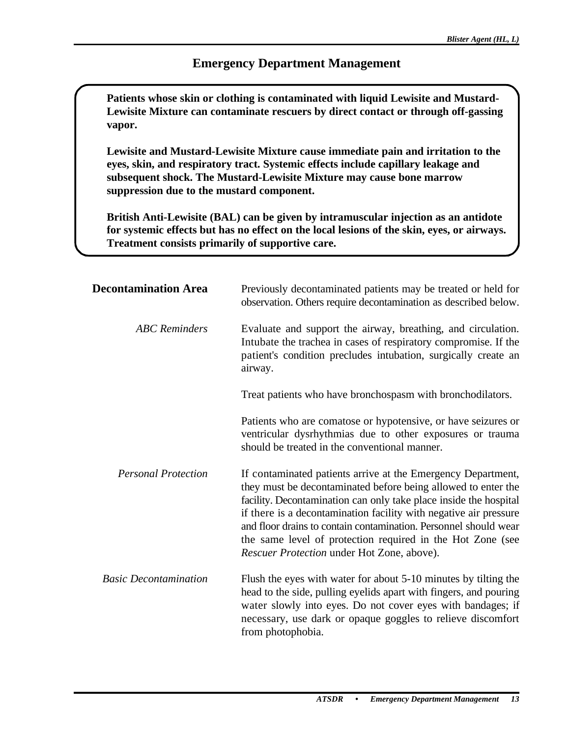## Emergency Department Management

**Patients whose skin or clothing is contaminated with liquid Lewisite and Mustard-Lewisite Mixture can contaminate rescuers by direct contact or through off-gassing vapor.**

**Lewisite and Mustard-Lewisite Mixture cause immediate pain and irritation to the eyes, skin, and respiratory tract. Systemic effects include capillary leakage and subsequent shock. The Mustard-Lewisite Mixture may cause bone marrow suppression due to the mustard component.**

**British Anti-Lewisite (BAL) can be given by intramuscular injection as an antidote for systemic effects but has no effect on the local lesions of the skin, eyes, or airways. Treatment consists primarily of supportive care.**

### Decontamination Area

Previously decontaminated patients may be treated or held for observation. Others require decontamination as described below.

*ABC Reminders*

Evaluate and support the airway, breathing, and circulation. Intubate the trachea in cases of respiratory compromise. If the patient's condition precludes intubation, surgically create an airway.

Treat patients who have bronchospasm with bronchodilators.

Patients who are comatose or hypotensive, or have seizures or ventricular dysrhythmias due to other exposures or trauma should be treated in the conventional manner.

*Personal Protection*

If contaminated patients arrive at the Emergency Department, they must be decontaminated before being allowed to enter the facility. Decontamination can only take place inside the hospital if there is a decontamination facility with negative air pressure and floor drains to contain contamination. Personnel should wear the same level of protection required in the Hot Zone (see *Rescuer Protection* under Hot Zone, above).

*Basic Decontamination*

Flush the eyes with water for about 5-10 minutes by tilting the head to the side, pulling eyelids apart with fingers, and pouring water slowly into eyes. Do not cover eyes with bandages; if necessary, use dark or opaque goggles to relieve discomfort from photophobia.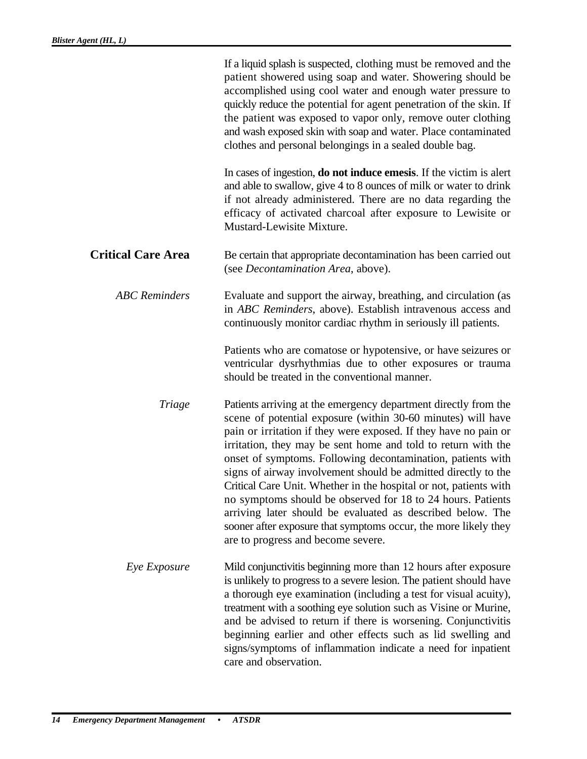If a liquid splash is suspected, clothing must be removed and the patient showered using soap and water. Showering should be accomplished using cool water and enough water pressure to quickly reduce the potential for agent penetration of the skin. If the patient was exposed to vapor only, remove outer clothing and wash exposed skin with soap and water. Place contaminated clothes and personal belongings in a sealed double bag.

In cases of ingestion, **do not induce emesis**. If the victim is alert and able to swallow, give 4 to 8 ounces of milk or water to drink if not already administered. There are no data regarding the efficacy of activated charcoal after exposure to Lewisite or Mustard-Lewisite Mixture.

## Critical Care Area

Be certain that appropriate decontamination has been carried out (see *Decontamination Area*, above).

### *ABC Reminders*

Evaluate and support the airway, breathing, and circulation (as in *ABC Reminders*, above). Establish intravenous access and continuously monitor cardiac rhythm in seriously ill patients.

Patients who are comatose or hypotensive, or have seizures or ventricular dysrhythmias due to other exposures or trauma should be treated in the conventional manner.

### *Triage*

Patients arriving at the emergency department directly from the scene of potential exposure (within 30-60 minutes) will have pain or irritation if they were exposed. If they have no pain or irritation, they may be sent home and told to return with the onset of symptoms. Following decontamination, patients with signs of airway involvement should be admitted directly to the Critical Care Unit. Whether in the hospital or not, patients with no symptoms should be observed for 18 to 24 hours. Patients arriving later should be evaluated as described below. The sooner after exposure that symptoms occur, the more likely they are to progress and become severe.

### *Eye Exposure*

Mild conjunctivitis beginning more than 12 hours after exposure is unlikely to progress to a severe lesion. The patient should have a thorough eye examination (including a test for visual acuity), treatment with a soothing eye solution such as Visine or Murine, and be advised to return if there is worsening. Conjunctivitis beginning earlier and other effects such as lid swelling and signs/symptoms of inflammation indicate a need for inpatient care and observation.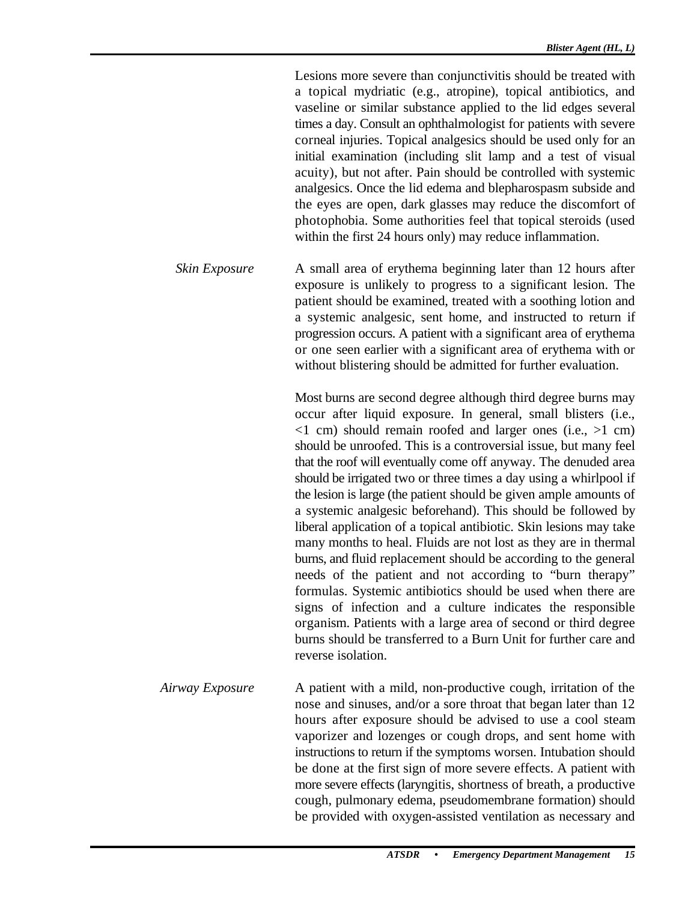Lesions more severe than conjunctivitis should be treated with a topical mydriatic (e.g., atropine), topical antibiotics, and vaseline or similar substance applied to the lid edges several times a day. Consult an ophthalmologist for patients with severe corneal injuries. Topical analgesics should be used only for an initial examination (including slit lamp and a test of visual acuity), but not after. Pain should be controlled with systemic analgesics. Once the lid edema and blepharospasm subside and the eyes are open, dark glasses may reduce the discomfort of photophobia. Some authorities feel that topical steroids (used within the first 24 hours only) may reduce inflammation.

*Skin Exposure*

A small area of erythema beginning later than 12 hours after exposure is unlikely to progress to a significant lesion. The patient should be examined, treated with a soothing lotion and a systemic analgesic, sent home, and instructed to return if progression occurs. A patient with a significant area of erythema or one seen earlier with a significant area of erythema with or without blistering should be admitted for further evaluation.

Most burns are second degree although third degree burns may occur after liquid exposure. In general, small blisters (i.e., <1 cm) should remain roofed and larger ones (i.e., >1 cm) should be unroofed. This is a controversial issue, but many feel that the roof will eventually come off anyway. The denuded area should be irrigated two or three times a day using a whirlpool if the lesion is large (the patient should be given ample amounts of a systemic analgesic beforehand). This should be followed by liberal application of a topical antibiotic. Skin lesions may take many months to heal. Fluids are not lost as they are in thermal burns, and fluid replacement should be according to the general needs of the patient and not according to "burn therapy" formulas. Systemic antibiotics should be used when there are signs of infection and a culture indicates the responsible organism. Patients with a large area of second or third degree burns should be transferred to a Burn Unit for further care and reverse isolation.

*Airway Exposure*

A patient with a mild, non-productive cough, irritation of the nose and sinuses, and/or a sore throat that began later than 12 hours after exposure should be advised to use a cool steam vaporizer and lozenges or cough drops, and sent home with instructions to return if the symptoms worsen. Intubation should be done at the first sign of more severe effects. A patient with more severe effects (laryngitis, shortness of breath, a productive cough, pulmonary edema, pseudomembrane formation) should be provided with oxygen-assisted ventilation as necessary and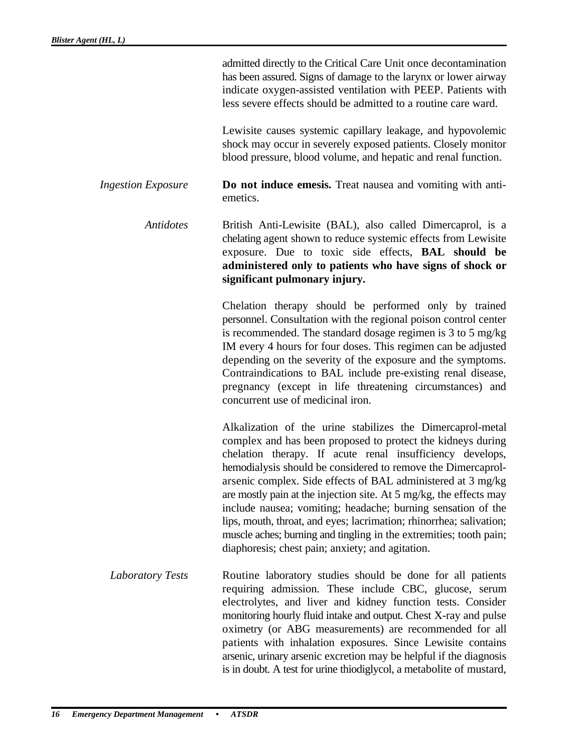admitted directly to the Critical Care Unit once decontamination has been assured. Signs of damage to the larynx or lower airway indicate oxygen-assisted ventilation with PEEP. Patients with less severe effects should be admitted to a routine care ward.

Lewisite causes systemic capillary leakage, and hypovolemic shock may occur in severely exposed patients. Closely monitor blood pressure, blood volume, and hepatic and renal function.

*Ingestion Exposure*

**Do not induce emesis.** Treat nausea and vomiting with anti-emetics.

*Antidotes*

British Anti-Lewisite (BAL), also called Dimercaprol, is a chelating agent shown to reduce systemic effects from Lewisite exposure. Due to toxic side effects, **BAL should be administered only to patients who have signs of shock or significant pulmonary injury.**

Chelation therapy should be performed only by trained personnel. Consultation with the regional poison control center is recommended. The standard dosage regimen is 3 to 5 mg/kg IM every 4 hours for four doses. This regimen can be adjusted depending on the severity of the exposure and the symptoms. Contraindications to BAL include pre-existing renal disease, pregnancy (except in life threatening circumstances) and concurrent use of medicinal iron.

Alkalization of the urine stabilizes the Dimercaprol-metal complex and has been proposed to protect the kidneys during chelation therapy. If acute renal insufficiency develops, hemodialysis should be considered to remove the Dimercaprol-arsenic complex. Side effects of BAL administered at 3 mg/kg are mostly pain at the injection site. At 5 mg/kg, the effects may include nausea; vomiting; headache; burning sensation of the lips, mouth, throat, and eyes; lacrimation; rhinorrhea; salivation; muscle aches; burning and tingling in the extremities; tooth pain; diaphoresis; chest pain; anxiety; and agitation.

*Laboratory Tests*

Routine laboratory studies should be done for all patients requiring admission. These include CBC, glucose, serum electrolytes, and liver and kidney function tests. Consider monitoring hourly fluid intake and output. Chest X-ray and pulse oximetry (or ABG measurements) are recommended for all patients with inhalation exposures. Since Lewisite contains arsenic, urinary arsenic excretion may be helpful if the diagnosis is in doubt. A test for urine thiodiglycol, a metabolite of mustard,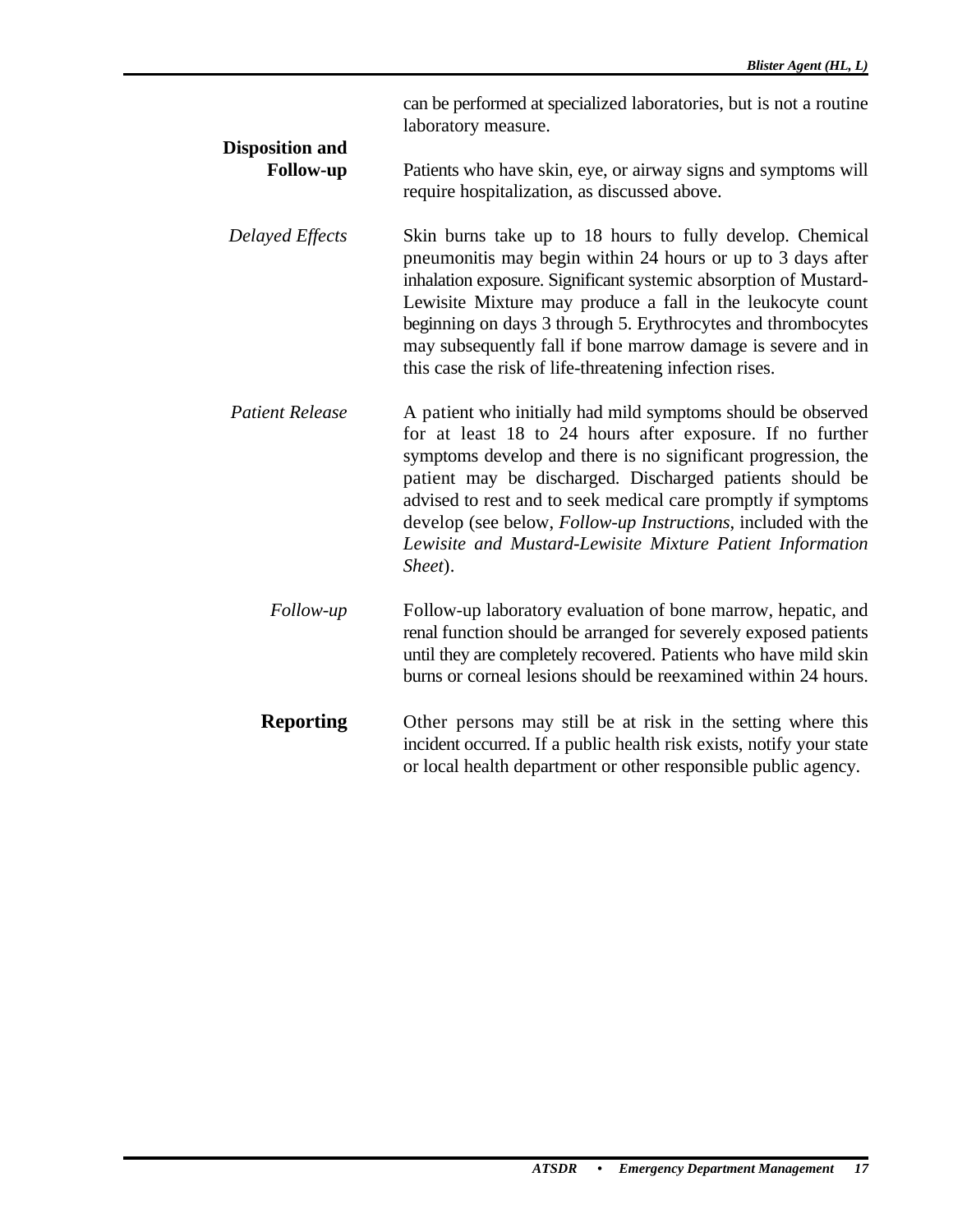can be performed at specialized laboratories, but is not a routine laboratory measure.

## Disposition and Follow-up

Patients who have skin, eye, or airway signs and symptoms will require hospitalization, as discussed above.

*Delayed Effects*

Skin burns take up to 18 hours to fully develop. Chemical pneumonitis may begin within 24 hours or up to 3 days after inhalation exposure. Significant systemic absorption of Mustard-Lewisite Mixture may produce a fall in the leukocyte count beginning on days 3 through 5. Erythrocytes and thrombocytes may subsequently fall if bone marrow damage is severe and in this case the risk of life-threatening infection rises.

*Patient Release*

A patient who initially had mild symptoms should be observed for at least 18 to 24 hours after exposure. If no further symptoms develop and there is no significant progression, the patient may be discharged. Discharged patients should be advised to rest and to seek medical care promptly if symptoms develop (see below, *Follow-up Instructions*, included with the *Lewisite and Mustard-Lewisite Mixture Patient Information Sheet*).

*Follow-up*

Follow-up laboratory evaluation of bone marrow, hepatic, and renal function should be arranged for severely exposed patients until they are completely recovered. Patients who have mild skin burns or corneal lesions should be reexamined within 24 hours.

## Reporting

Other persons may still be at risk in the setting where this incident occurred. If a public health risk exists, notify your state or local health department or other responsible public agency.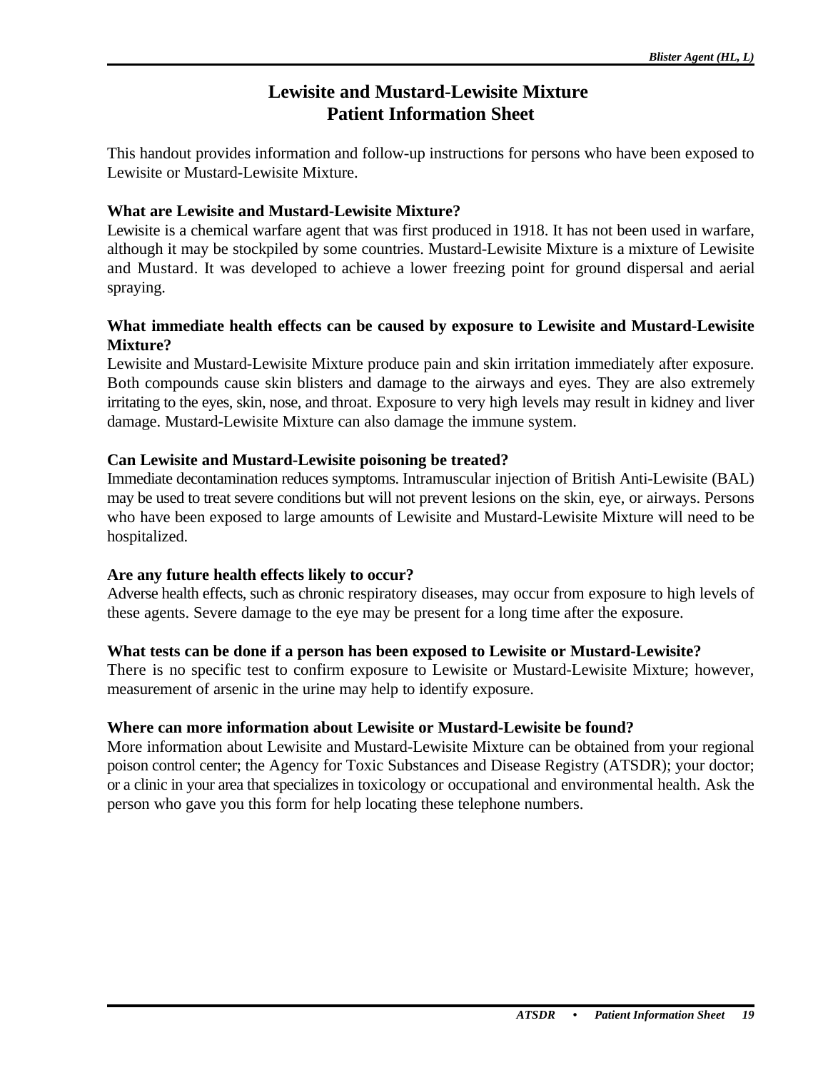# Lewisite and Mustard-Lewisite Mixture
# Patient Information Sheet

This handout provides information and follow-up instructions for persons who have been exposed to Lewisite or Mustard-Lewisite Mixture.

**What are Lewisite and Mustard-Lewisite Mixture?**

Lewisite is a chemical warfare agent that was first produced in 1918. It has not been used in warfare, although it may be stockpiled by some countries. Mustard-Lewisite Mixture is a mixture of Lewisite and Mustard. It was developed to achieve a lower freezing point for ground dispersal and aerial spraying.

**What immediate health effects can be caused by exposure to Lewisite and Mustard-Lewisite Mixture?**

Lewisite and Mustard-Lewisite Mixture produce pain and skin irritation immediately after exposure. Both compounds cause skin blisters and damage to the airways and eyes. They are also extremely irritating to the eyes, skin, nose, and throat. Exposure to very high levels may result in kidney and liver damage. Mustard-Lewisite Mixture can also damage the immune system.

**Can Lewisite and Mustard-Lewisite poisoning be treated?**

Immediate decontamination reduces symptoms. Intramuscular injection of British Anti-Lewisite (BAL) may be used to treat severe conditions but will not prevent lesions on the skin, eye, or airways. Persons who have been exposed to large amounts of Lewisite and Mustard-Lewisite Mixture will need to be hospitalized.

**Are any future health effects likely to occur?**

Adverse health effects, such as chronic respiratory diseases, may occur from exposure to high levels of these agents. Severe damage to the eye may be present for a long time after the exposure.

**What tests can be done if a person has been exposed to Lewisite or Mustard-Lewisite?**

There is no specific test to confirm exposure to Lewisite or Mustard-Lewisite Mixture; however, measurement of arsenic in the urine may help to identify exposure.

**Where can more information about Lewisite or Mustard-Lewisite be found?**

More information about Lewisite and Mustard-Lewisite Mixture can be obtained from your regional poison control center; the Agency for Toxic Substances and Disease Registry (ATSDR); your doctor; or a clinic in your area that specializes in toxicology or occupational and environmental health. Ask the person who gave you this form for help locating these telephone numbers.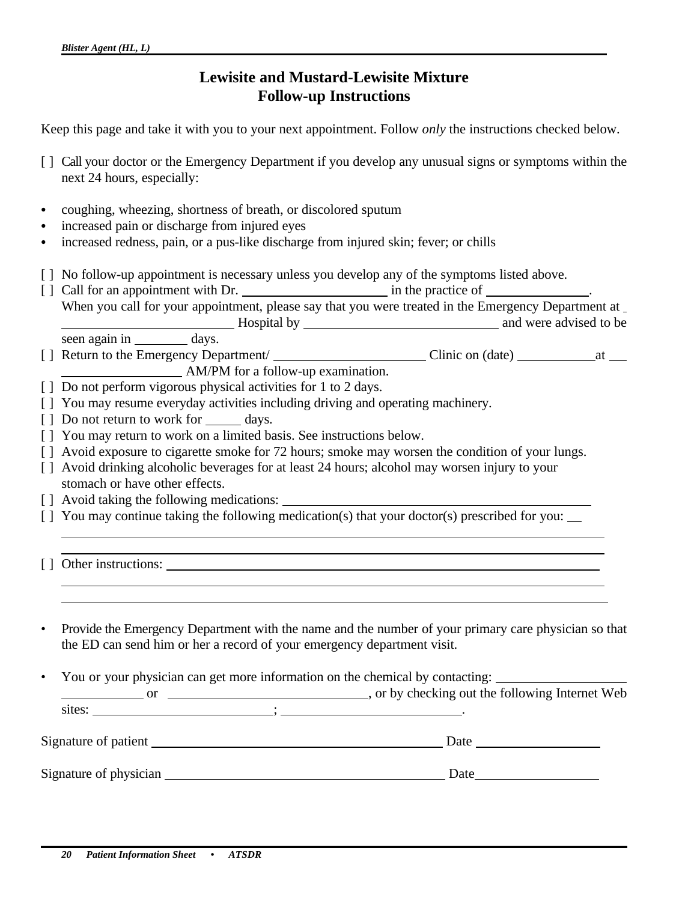# Lewisite and Mustard-Lewisite Mixture
# Follow-up Instructions

Keep this page and take it with you to your next appointment. Follow *only* the instructions checked below.

[ ] Call your doctor or the Emergency Department if you develop any unusual signs or symptoms within the next 24 hours, especially:

- coughing, wheezing, shortness of breath, or discolored sputum
- increased pain or discharge from injured eyes
- increased redness, pain, or a pus-like discharge from injured skin; fever; or chills

[ ] No follow-up appointment is necessary unless you develop any of the symptoms listed above.
[ ] Call for an appointment with Dr. ____________________ in the practice of _______________.
When you call for your appointment, please say that you were treated in the Emergency Department at ________________________ Hospital by ___________________________ and were advised to be seen again in ________ days.
[ ] Return to the Emergency Department/ ____________________ Clinic on (date) ___________ at ________________ AM/PM for a follow-up examination.
[ ] Do not perform vigorous physical activities for 1 to 2 days.
[ ] You may resume everyday activities including driving and operating machinery.
[ ] Do not return to work for _____ days.
[ ] You may return to work on a limited basis. See instructions below.
[ ] Avoid exposure to cigarette smoke for 72 hours; smoke may worsen the condition of your lungs.
[ ] Avoid drinking alcoholic beverages for at least 24 hours; alcohol may worsen injury to your stomach or have other effects.
[ ] Avoid taking the following medications: ____________________________________________
[ ] You may continue taking the following medication(s) that your doctor(s) prescribed for you: __
______________________________________________________________________________
______________________________________________________________________________
[ ] Other instructions: _____________________________________________________________
______________________________________________________________________________
______________________________________________________________________________

- Provide the Emergency Department with the name and the number of your primary care physician so that the ED can send him or her a record of your emergency department visit.

- You or your physician can get more information on the chemical by contacting: __________________ ____________ or ____________________________, or by checking out the following Internet Web sites: __________________________; __________________________.

Signature of patient ____________________________________________ Date __________________

Signature of physician __________________________________________ Date__________________